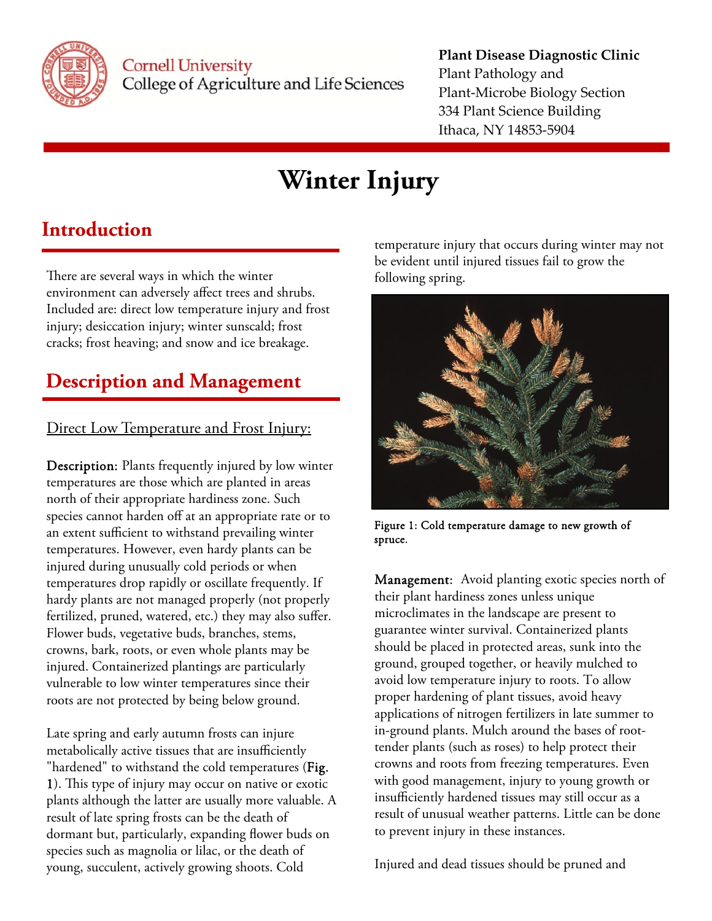Cornell University
College of Agriculture and Life Sciences

**Plant Disease Diagnostic Clinic**
Plant Pathology and
Plant-Microbe Biology Section
334 Plant Science Building
Ithaca, NY 14853-5904

# Winter Injury

## Introduction

There are several ways in which the winter environment can adversely affect trees and shrubs. Included are: direct low temperature injury and frost injury; desiccation injury; winter sunscald; frost cracks; frost heaving; and snow and ice breakage.

## Description and Management

### Direct Low Temperature and Frost Injury:

**Description:** Plants frequently injured by low winter temperatures are those which are planted in areas north of their appropriate hardiness zone. Such species cannot harden off at an appropriate rate or to an extent sufficient to withstand prevailing winter temperatures. However, even hardy plants can be injured during unusually cold periods or when temperatures drop rapidly or oscillate frequently. If hardy plants are not managed properly (not properly fertilized, pruned, watered, etc.) they may also suffer. Flower buds, vegetative buds, branches, stems, crowns, bark, roots, or even whole plants may be injured. Containerized plantings are particularly vulnerable to low winter temperatures since their roots are not protected by being below ground.

Late spring and early autumn frosts can injure metabolically active tissues that are insufficiently "hardened" to withstand the cold temperatures (**Fig. 1**). This type of injury may occur on native or exotic plants although the latter are usually more valuable. A result of late spring frosts can be the death of dormant but, particularly, expanding flower buds on species such as magnolia or lilac, or the death of young, succulent, actively growing shoots. Cold temperature injury that occurs during winter may not be evident until injured tissues fail to grow the following spring.

Figure 1: Cold temperature damage to new growth of spruce.

**Management:** Avoid planting exotic species north of their plant hardiness zones unless unique microclimates in the landscape are present to guarantee winter survival. Containerized plants should be placed in protected areas, sunk into the ground, grouped together, or heavily mulched to avoid low temperature injury to roots. To allow proper hardening of plant tissues, avoid heavy applications of nitrogen fertilizers in late summer to in-ground plants. Mulch around the bases of root-tender plants (such as roses) to help protect their crowns and roots from freezing temperatures. Even with good management, injury to young growth or insufficiently hardened tissues may still occur as a result of unusual weather patterns. Little can be done to prevent injury in these instances.

Injured and dead tissues should be pruned and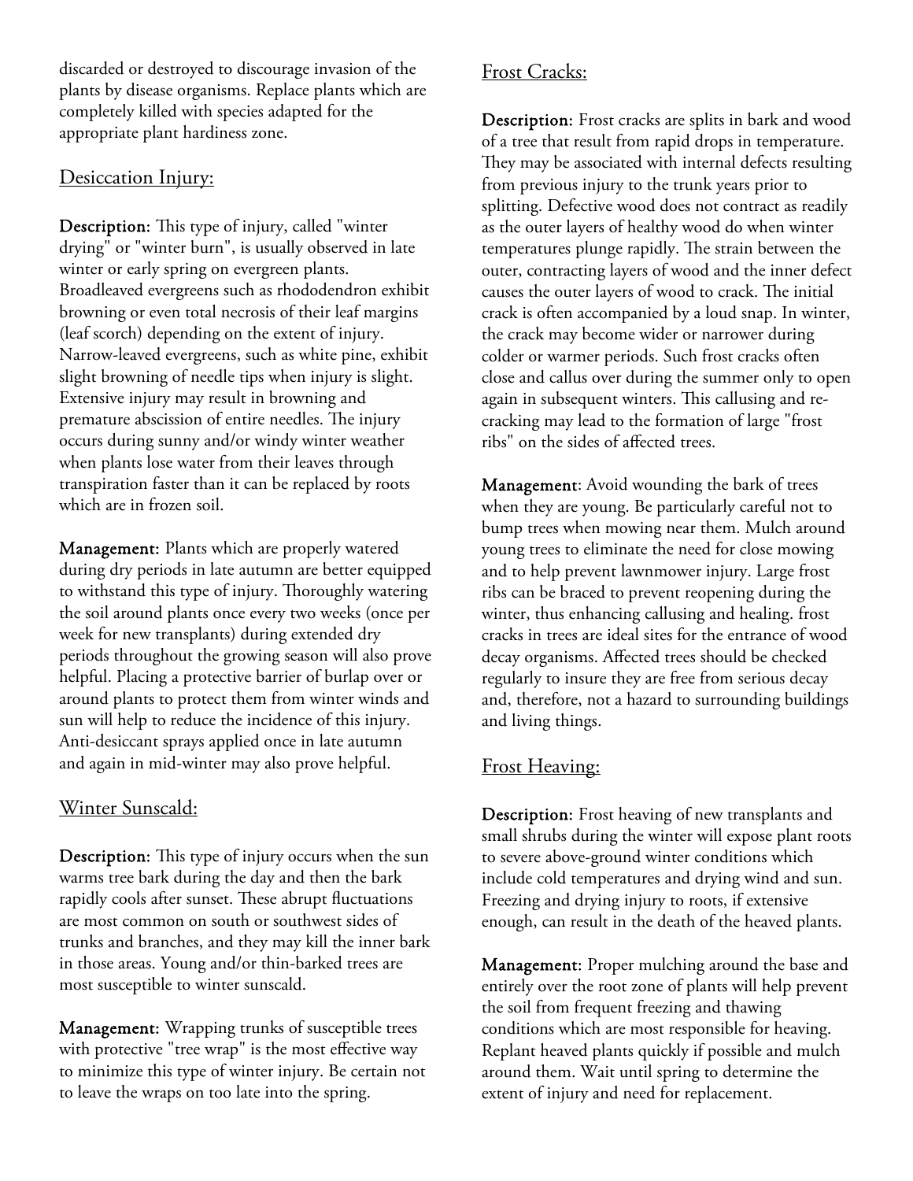discarded or destroyed to discourage invasion of the plants by disease organisms. Replace plants which are completely killed with species adapted for the appropriate plant hardiness zone.

## Desiccation Injury:

**Description:** This type of injury, called "winter drying" or "winter burn", is usually observed in late winter or early spring on evergreen plants. Broadleaved evergreens such as rhododendron exhibit browning or even total necrosis of their leaf margins (leaf scorch) depending on the extent of injury. Narrow-leaved evergreens, such as white pine, exhibit slight browning of needle tips when injury is slight. Extensive injury may result in browning and premature abscission of entire needles. The injury occurs during sunny and/or windy winter weather when plants lose water from their leaves through transpiration faster than it can be replaced by roots which are in frozen soil.

**Management:** Plants which are properly watered during dry periods in late autumn are better equipped to withstand this type of injury. Thoroughly watering the soil around plants once every two weeks (once per week for new transplants) during extended dry periods throughout the growing season will also prove helpful. Placing a protective barrier of burlap over or around plants to protect them from winter winds and sun will help to reduce the incidence of this injury. Anti-desiccant sprays applied once in late autumn and again in mid-winter may also prove helpful.

## Winter Sunscald:

**Description:** This type of injury occurs when the sun warms tree bark during the day and then the bark rapidly cools after sunset. These abrupt fluctuations are most common on south or southwest sides of trunks and branches, and they may kill the inner bark in those areas. Young and/or thin-barked trees are most susceptible to winter sunscald.

**Management:** Wrapping trunks of susceptible trees with protective "tree wrap" is the most effective way to minimize this type of winter injury. Be certain not to leave the wraps on too late into the spring.

## Frost Cracks:

**Description:** Frost cracks are splits in bark and wood of a tree that result from rapid drops in temperature. They may be associated with internal defects resulting from previous injury to the trunk years prior to splitting. Defective wood does not contract as readily as the outer layers of healthy wood do when winter temperatures plunge rapidly. The strain between the outer, contracting layers of wood and the inner defect causes the outer layers of wood to crack. The initial crack is often accompanied by a loud snap. In winter, the crack may become wider or narrower during colder or warmer periods. Such frost cracks often close and callus over during the summer only to open again in subsequent winters. This callusing and re-cracking may lead to the formation of large "frost ribs" on the sides of affected trees.

**Management**: Avoid wounding the bark of trees when they are young. Be particularly careful not to bump trees when mowing near them. Mulch around young trees to eliminate the need for close mowing and to help prevent lawnmower injury. Large frost ribs can be braced to prevent reopening during the winter, thus enhancing callusing and healing. frost cracks in trees are ideal sites for the entrance of wood decay organisms. Affected trees should be checked regularly to insure they are free from serious decay and, therefore, not a hazard to surrounding buildings and living things.

## Frost Heaving:

**Description:** Frost heaving of new transplants and small shrubs during the winter will expose plant roots to severe above-ground winter conditions which include cold temperatures and drying wind and sun. Freezing and drying injury to roots, if extensive enough, can result in the death of the heaved plants.

**Management:** Proper mulching around the base and entirely over the root zone of plants will help prevent the soil from frequent freezing and thawing conditions which are most responsible for heaving. Replant heaved plants quickly if possible and mulch around them. Wait until spring to determine the extent of injury and need for replacement.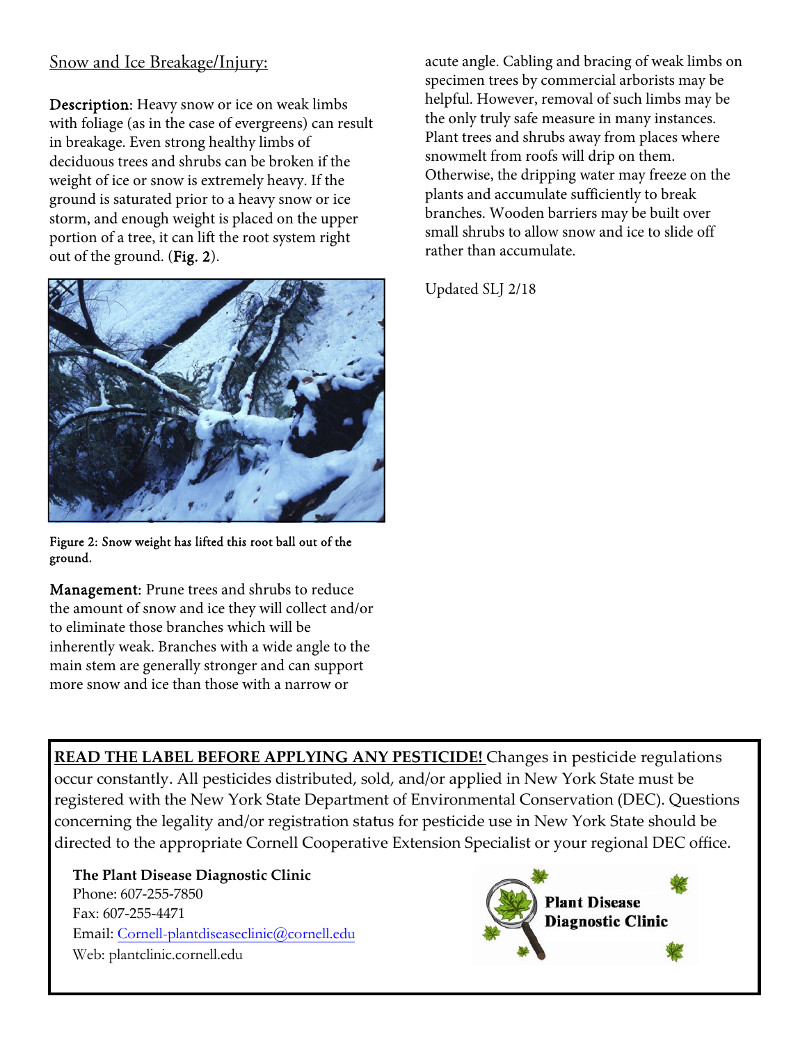## Snow and Ice Breakage/Injury:

**Description:** Heavy snow or ice on weak limbs with foliage (as in the case of evergreens) can result in breakage. Even strong healthy limbs of deciduous trees and shrubs can be broken if the weight of ice or snow is extremely heavy. If the ground is saturated prior to a heavy snow or ice storm, and enough weight is placed on the upper portion of a tree, it can lift the root system right out of the ground. (**Fig. 2**).

Figure 2: Snow weight has lifted this root ball out of the ground.

**Management:** Prune trees and shrubs to reduce the amount of snow and ice they will collect and/or to eliminate those branches which will be inherently weak. Branches with a wide angle to the main stem are generally stronger and can support more snow and ice than those with a narrow or acute angle. Cabling and bracing of weak limbs on specimen trees by commercial arborists may be helpful. However, removal of such limbs may be the only truly safe measure in many instances. Plant trees and shrubs away from places where snowmelt from roofs will drip on them. Otherwise, the dripping water may freeze on the plants and accumulate sufficiently to break branches. Wooden barriers may be built over small shrubs to allow snow and ice to slide off rather than accumulate.

Updated SLJ 2/18

**READ THE LABEL BEFORE APPLYING ANY PESTICIDE!** Changes in pesticide regulations occur constantly. All pesticides distributed, sold, and/or applied in New York State must be registered with the New York State Department of Environmental Conservation (DEC). Questions concerning the legality and/or registration status for pesticide use in New York State should be directed to the appropriate Cornell Cooperative Extension Specialist or your regional DEC office.

**The Plant Disease Diagnostic Clinic**
Phone: 607-255-7850
Fax: 607-255-4471
Email: Cornell-plantdiseaseclinic@cornell.edu
Web: plantclinic.cornell.edu

Plant Disease Diagnostic Clinic